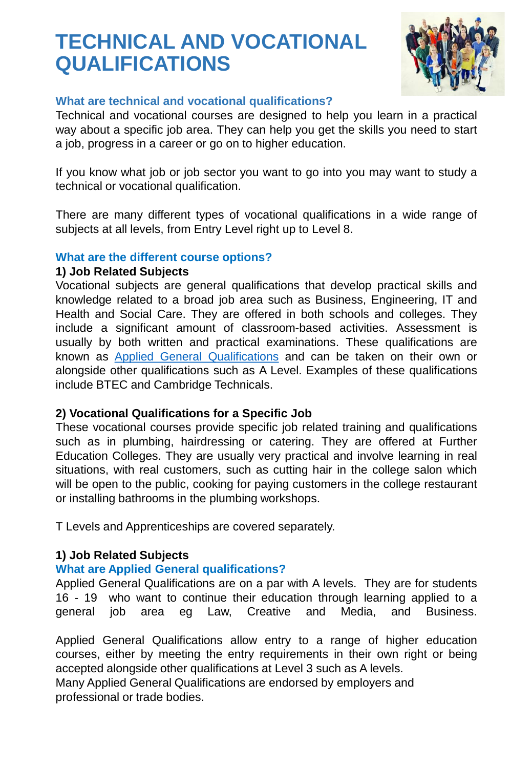# TECHNICAL AND VOCATIONAL QUALIFICATIONS

## What are technical and vocational qualifications?

Technical and vocational courses are designed to help you learn in a practical way about a specific job area. They can help you get the skills you need to start a job, progress in a career or go on to higher education.

If you know what job or job sector you want to go into you may want to study a technical or vocational qualification.

There are many different types of vocational qualifications in a wide range of subjects at all levels, from Entry Level right up to Level 8.

## What are the different course options?

**1) Job Related Subjects**

Vocational subjects are general qualifications that develop practical skills and knowledge related to a broad job area such as Business, Engineering, IT and Health and Social Care. They are offered in both schools and colleges. They include a significant amount of classroom-based activities. Assessment is usually by both written and practical examinations. These qualifications are known as Applied General Qualifications and can be taken on their own or alongside other qualifications such as A Level. Examples of these qualifications include BTEC and Cambridge Technicals.

**2) Vocational Qualifications for a Specific Job**

These vocational courses provide specific job related training and qualifications such as in plumbing, hairdressing or catering. They are offered at Further Education Colleges. They are usually very practical and involve learning in real situations, with real customers, such as cutting hair in the college salon which will be open to the public, cooking for paying customers in the college restaurant or installing bathrooms in the plumbing workshops.

T Levels and Apprenticeships are covered separately.

**1) Job Related Subjects**

## What are Applied General qualifications?

Applied General Qualifications are on a par with A levels. They are for students 16 - 19 who want to continue their education through learning applied to a general job area eg Law, Creative and Media, and Business.

Applied General Qualifications allow entry to a range of higher education courses, either by meeting the entry requirements in their own right or being accepted alongside other qualifications at Level 3 such as A levels.
Many Applied General Qualifications are endorsed by employers and professional or trade bodies.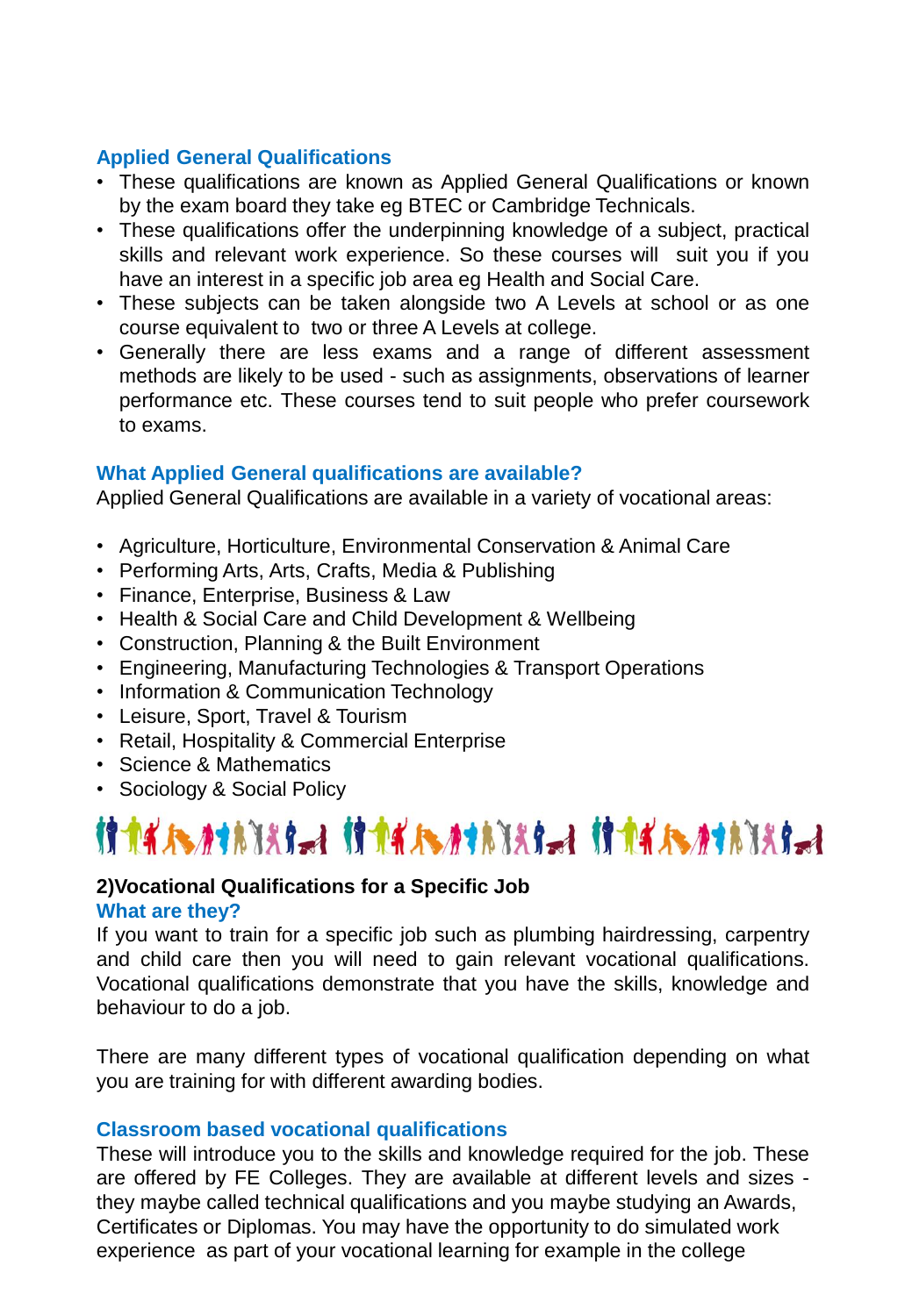### Applied General Qualifications

- These qualifications are known as Applied General Qualifications or known by the exam board they take eg BTEC or Cambridge Technicals.
- These qualifications offer the underpinning knowledge of a subject, practical skills and relevant work experience. So these courses will suit you if you have an interest in a specific job area eg Health and Social Care.
- These subjects can be taken alongside two A Levels at school or as one course equivalent to two or three A Levels at college.
- Generally there are less exams and a range of different assessment methods are likely to be used - such as assignments, observations of learner performance etc. These courses tend to suit people who prefer coursework to exams.

### What Applied General qualifications are available?

Applied General Qualifications are available in a variety of vocational areas:

- Agriculture, Horticulture, Environmental Conservation & Animal Care
- Performing Arts, Arts, Crafts, Media & Publishing
- Finance, Enterprise, Business & Law
- Health & Social Care and Child Development & Wellbeing
- Construction, Planning & the Built Environment
- Engineering, Manufacturing Technologies & Transport Operations
- Information & Communication Technology
- Leisure, Sport, Travel & Tourism
- Retail, Hospitality & Commercial Enterprise
- Science & Mathematics
- Sociology & Social Policy

## 2)Vocational Qualifications for a Specific Job

### What are they?

If you want to train for a specific job such as plumbing hairdressing, carpentry and child care then you will need to gain relevant vocational qualifications. Vocational qualifications demonstrate that you have the skills, knowledge and behaviour to do a job.

There are many different types of vocational qualification depending on what you are training for with different awarding bodies.

### Classroom based vocational qualifications

These will introduce you to the skills and knowledge required for the job. These are offered by FE Colleges. They are available at different levels and sizes - they maybe called technical qualifications and you maybe studying an Awards, Certificates or Diplomas. You may have the opportunity to do simulated work experience as part of your vocational learning for example in the college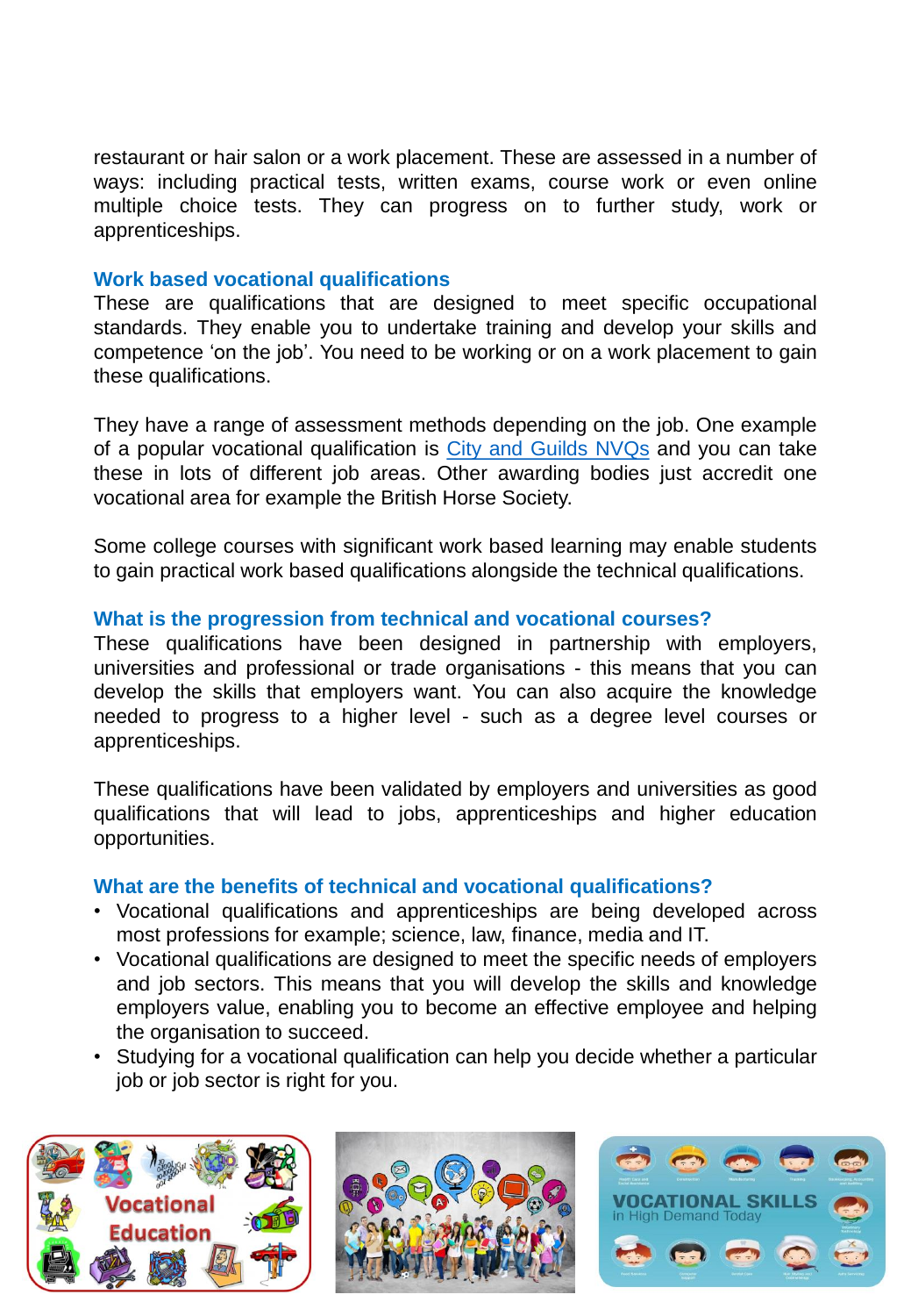restaurant or hair salon or a work placement. These are assessed in a number of ways: including practical tests, written exams, course work or even online multiple choice tests. They can progress on to further study, work or apprenticeships.

### Work based vocational qualifications

These are qualifications that are designed to meet specific occupational standards. They enable you to undertake training and develop your skills and competence 'on the job'. You need to be working or on a work placement to gain these qualifications.

They have a range of assessment methods depending on the job. One example of a popular vocational qualification is City and Guilds NVQs and you can take these in lots of different job areas. Other awarding bodies just accredit one vocational area for example the British Horse Society.

Some college courses with significant work based learning may enable students to gain practical work based qualifications alongside the technical qualifications.

### What is the progression from technical and vocational courses?

These qualifications have been designed in partnership with employers, universities and professional or trade organisations - this means that you can develop the skills that employers want. You can also acquire the knowledge needed to progress to a higher level - such as a degree level courses or apprenticeships.

These qualifications have been validated by employers and universities as good qualifications that will lead to jobs, apprenticeships and higher education opportunities.

### What are the benefits of technical and vocational qualifications?

- Vocational qualifications and apprenticeships are being developed across most professions for example; science, law, finance, media and IT.
- Vocational qualifications are designed to meet the specific needs of employers and job sectors. This means that you will develop the skills and knowledge employers value, enabling you to become an effective employee and helping the organisation to succeed.
- Studying for a vocational qualification can help you decide whether a particular job or job sector is right for you.